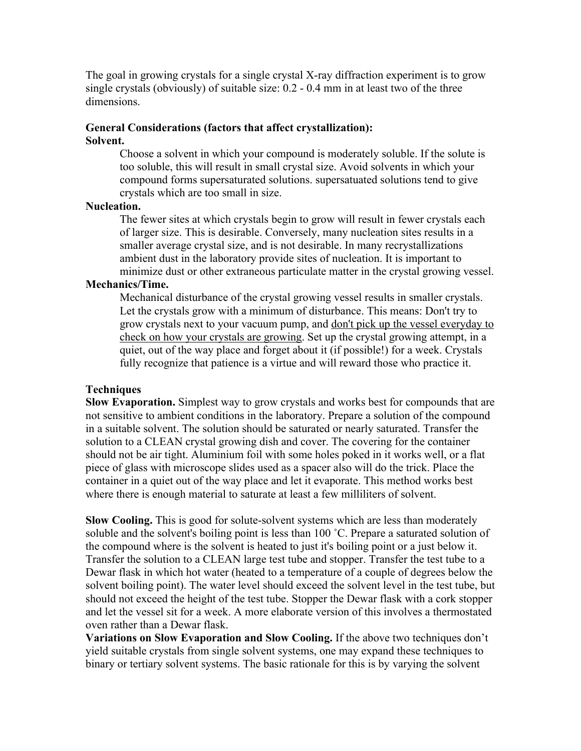The goal in growing crystals for a single crystal X-ray diffraction experiment is to grow single crystals (obviously) of suitable size: 0.2 - 0.4 mm in at least two of the three dimensions.

**General Considerations (factors that affect crystallization):**

**Solvent.**

Choose a solvent in which your compound is moderately soluble. If the solute is too soluble, this will result in small crystal size. Avoid solvents in which your compound forms supersaturated solutions. supersatuated solutions tend to give crystals which are too small in size.

**Nucleation.**

The fewer sites at which crystals begin to grow will result in fewer crystals each of larger size. This is desirable. Conversely, many nucleation sites results in a smaller average crystal size, and is not desirable. In many recrystallizations ambient dust in the laboratory provide sites of nucleation. It is important to minimize dust or other extraneous particulate matter in the crystal growing vessel.

**Mechanics/Time.**

Mechanical disturbance of the crystal growing vessel results in smaller crystals. Let the crystals grow with a minimum of disturbance. This means: Don't try to grow crystals next to your vacuum pump, and <u>don't pick up the vessel everyday to check on how your crystals are growing</u>. Set up the crystal growing attempt, in a quiet, out of the way place and forget about it (if possible!) for a week. Crystals fully recognize that patience is a virtue and will reward those who practice it.

**Techniques**

**Slow Evaporation.** Simplest way to grow crystals and works best for compounds that are not sensitive to ambient conditions in the laboratory. Prepare a solution of the compound in a suitable solvent. The solution should be saturated or nearly saturated. Transfer the solution to a CLEAN crystal growing dish and cover. The covering for the container should not be air tight. Aluminium foil with some holes poked in it works well, or a flat piece of glass with microscope slides used as a spacer also will do the trick. Place the container in a quiet out of the way place and let it evaporate. This method works best where there is enough material to saturate at least a few milliliters of solvent.

**Slow Cooling.** This is good for solute-solvent systems which are less than moderately soluble and the solvent's boiling point is less than 100 ˚C. Prepare a saturated solution of the compound where is the solvent is heated to just it's boiling point or a just below it. Transfer the solution to a CLEAN large test tube and stopper. Transfer the test tube to a Dewar flask in which hot water (heated to a temperature of a couple of degrees below the solvent boiling point). The water level should exceed the solvent level in the test tube, but should not exceed the height of the test tube. Stopper the Dewar flask with a cork stopper and let the vessel sit for a week. A more elaborate version of this involves a thermostated oven rather than a Dewar flask.

**Variations on Slow Evaporation and Slow Cooling.** If the above two techniques don't yield suitable crystals from single solvent systems, one may expand these techniques to binary or tertiary solvent systems. The basic rationale for this is by varying the solvent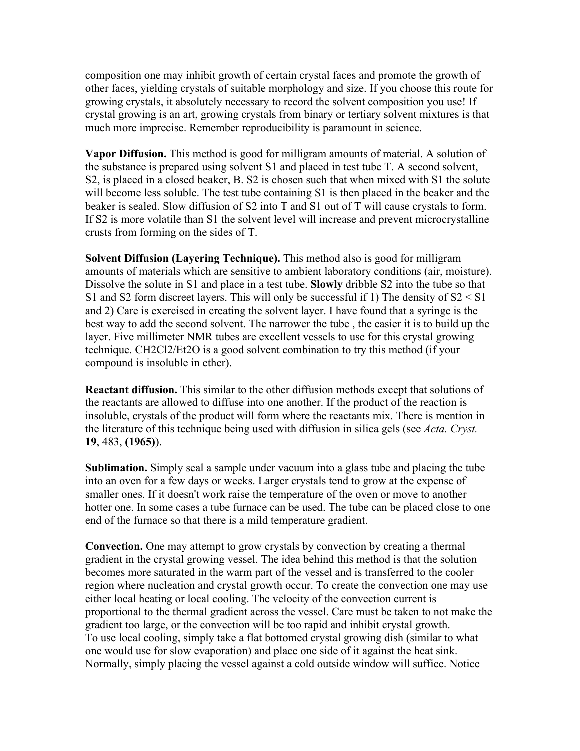composition one may inhibit growth of certain crystal faces and promote the growth of other faces, yielding crystals of suitable morphology and size. If you choose this route for growing crystals, it absolutely necessary to record the solvent composition you use! If crystal growing is an art, growing crystals from binary or tertiary solvent mixtures is that much more imprecise. Remember reproducibility is paramount in science.

**Vapor Diffusion.** This method is good for milligram amounts of material. A solution of the substance is prepared using solvent S1 and placed in test tube T. A second solvent, S2, is placed in a closed beaker, B. S2 is chosen such that when mixed with S1 the solute will become less soluble. The test tube containing S1 is then placed in the beaker and the beaker is sealed. Slow diffusion of S2 into T and S1 out of T will cause crystals to form. If S2 is more volatile than S1 the solvent level will increase and prevent microcrystalline crusts from forming on the sides of T.

**Solvent Diffusion (Layering Technique).** This method also is good for milligram amounts of materials which are sensitive to ambient laboratory conditions (air, moisture). Dissolve the solute in S1 and place in a test tube. **Slowly** dribble S2 into the tube so that S1 and S2 form discreet layers. This will only be successful if 1) The density of S2 < S1 and 2) Care is exercised in creating the solvent layer. I have found that a syringe is the best way to add the second solvent. The narrower the tube , the easier it is to build up the layer. Five millimeter NMR tubes are excellent vessels to use for this crystal growing technique. $CH_2Cl_2$/$Et_2O$ is a good solvent combination to try this method (if your compound is insoluble in ether).

**Reactant diffusion.** This similar to the other diffusion methods except that solutions of the reactants are allowed to diffuse into one another. If the product of the reaction is insoluble, crystals of the product will form where the reactants mix. There is mention in the literature of this technique being used with diffusion in silica gels (see *Acta. Cryst.* **19**, 483, **(1965)**).

**Sublimation.** Simply seal a sample under vacuum into a glass tube and placing the tube into an oven for a few days or weeks. Larger crystals tend to grow at the expense of smaller ones. If it doesn't work raise the temperature of the oven or move to another hotter one. In some cases a tube furnace can be used. The tube can be placed close to one end of the furnace so that there is a mild temperature gradient.

**Convection.** One may attempt to grow crystals by convection by creating a thermal gradient in the crystal growing vessel. The idea behind this method is that the solution becomes more saturated in the warm part of the vessel and is transferred to the cooler region where nucleation and crystal growth occur. To create the convection one may use either local heating or local cooling. The velocity of the convection current is proportional to the thermal gradient across the vessel. Care must be taken to not make the gradient too large, or the convection will be too rapid and inhibit crystal growth.
To use local cooling, simply take a flat bottomed crystal growing dish (similar to what one would use for slow evaporation) and place one side of it against the heat sink. Normally, simply placing the vessel against a cold outside window will suffice. Notice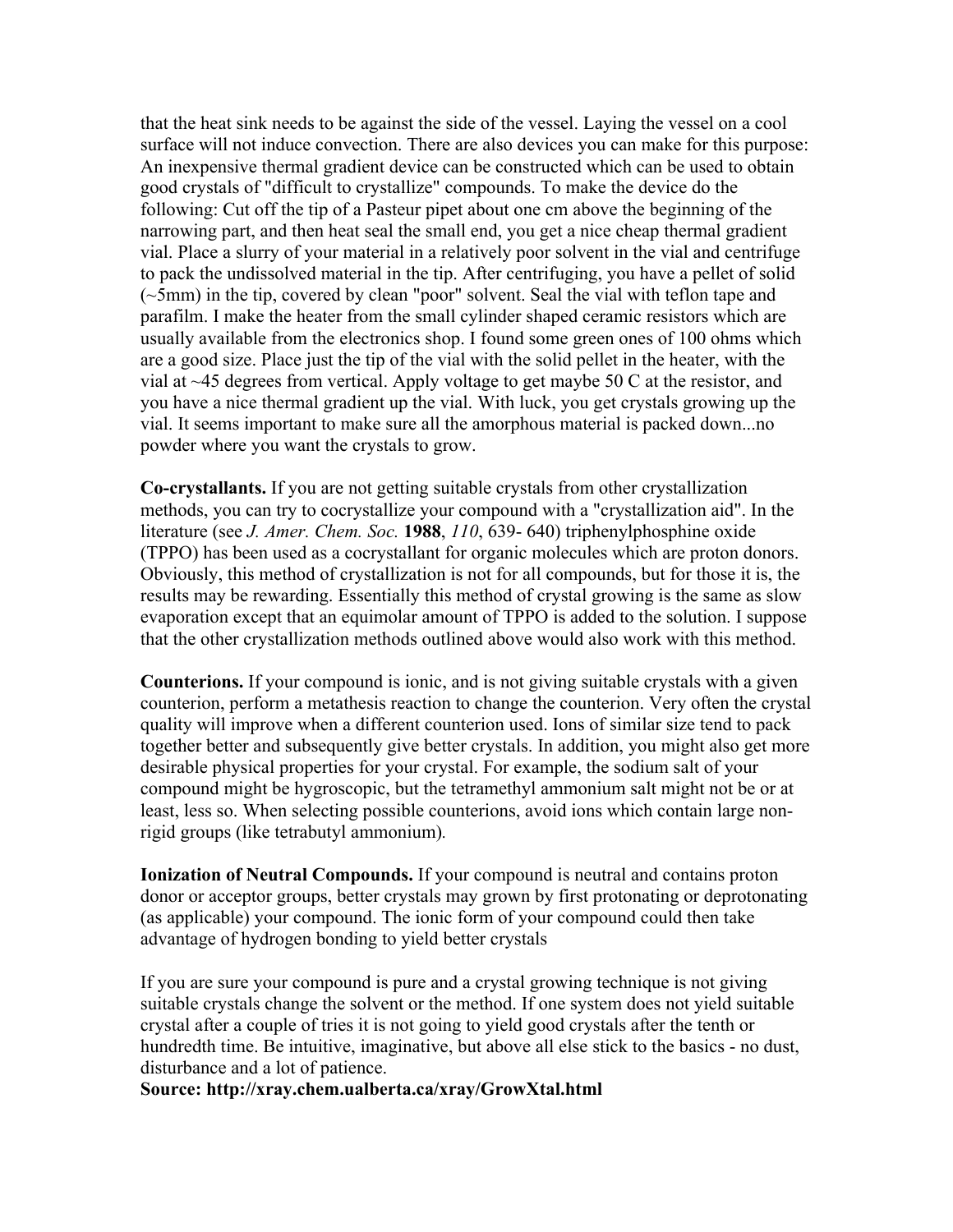that the heat sink needs to be against the side of the vessel. Laying the vessel on a cool surface will not induce convection. There are also devices you can make for this purpose: An inexpensive thermal gradient device can be constructed which can be used to obtain good crystals of "difficult to crystallize" compounds. To make the device do the following: Cut off the tip of a Pasteur pipet about one cm above the beginning of the narrowing part, and then heat seal the small end, you get a nice cheap thermal gradient vial. Place a slurry of your material in a relatively poor solvent in the vial and centrifuge to pack the undissolved material in the tip. After centrifuging, you have a pellet of solid (~5mm) in the tip, covered by clean "poor" solvent. Seal the vial with teflon tape and parafilm. I make the heater from the small cylinder shaped ceramic resistors which are usually available from the electronics shop. I found some green ones of 100 ohms which are a good size. Place just the tip of the vial with the solid pellet in the heater, with the vial at ~45 degrees from vertical. Apply voltage to get maybe 50 C at the resistor, and you have a nice thermal gradient up the vial. With luck, you get crystals growing up the vial. It seems important to make sure all the amorphous material is packed down...no powder where you want the crystals to grow.

**Co-crystallants.** If you are not getting suitable crystals from other crystallization methods, you can try to cocrystallize your compound with a "crystallization aid". In the literature (see *J. Amer. Chem. Soc.* **1988**, *110*, 639- 640) triphenylphosphine oxide (TPPO) has been used as a cocrystallant for organic molecules which are proton donors. Obviously, this method of crystallization is not for all compounds, but for those it is, the results may be rewarding. Essentially this method of crystal growing is the same as slow evaporation except that an equimolar amount of TPPO is added to the solution. I suppose that the other crystallization methods outlined above would also work with this method.

**Counterions.** If your compound is ionic, and is not giving suitable crystals with a given counterion, perform a metathesis reaction to change the counterion. Very often the crystal quality will improve when a different counterion used. Ions of similar size tend to pack together better and subsequently give better crystals. In addition, you might also get more desirable physical properties for your crystal. For example, the sodium salt of your compound might be hygroscopic, but the tetramethyl ammonium salt might not be or at least, less so. When selecting possible counterions, avoid ions which contain large non-rigid groups (like tetrabutyl ammonium).

**Ionization of Neutral Compounds.** If your compound is neutral and contains proton donor or acceptor groups, better crystals may grown by first protonating or deprotonating (as applicable) your compound. The ionic form of your compound could then take advantage of hydrogen bonding to yield better crystals

If you are sure your compound is pure and a crystal growing technique is not giving suitable crystals change the solvent or the method. If one system does not yield suitable crystal after a couple of tries it is not going to yield good crystals after the tenth or hundredth time. Be intuitive, imaginative, but above all else stick to the basics - no dust, disturbance and a lot of patience.

**Source: http://xray.chem.ualberta.ca/xray/GrowXtal.html**